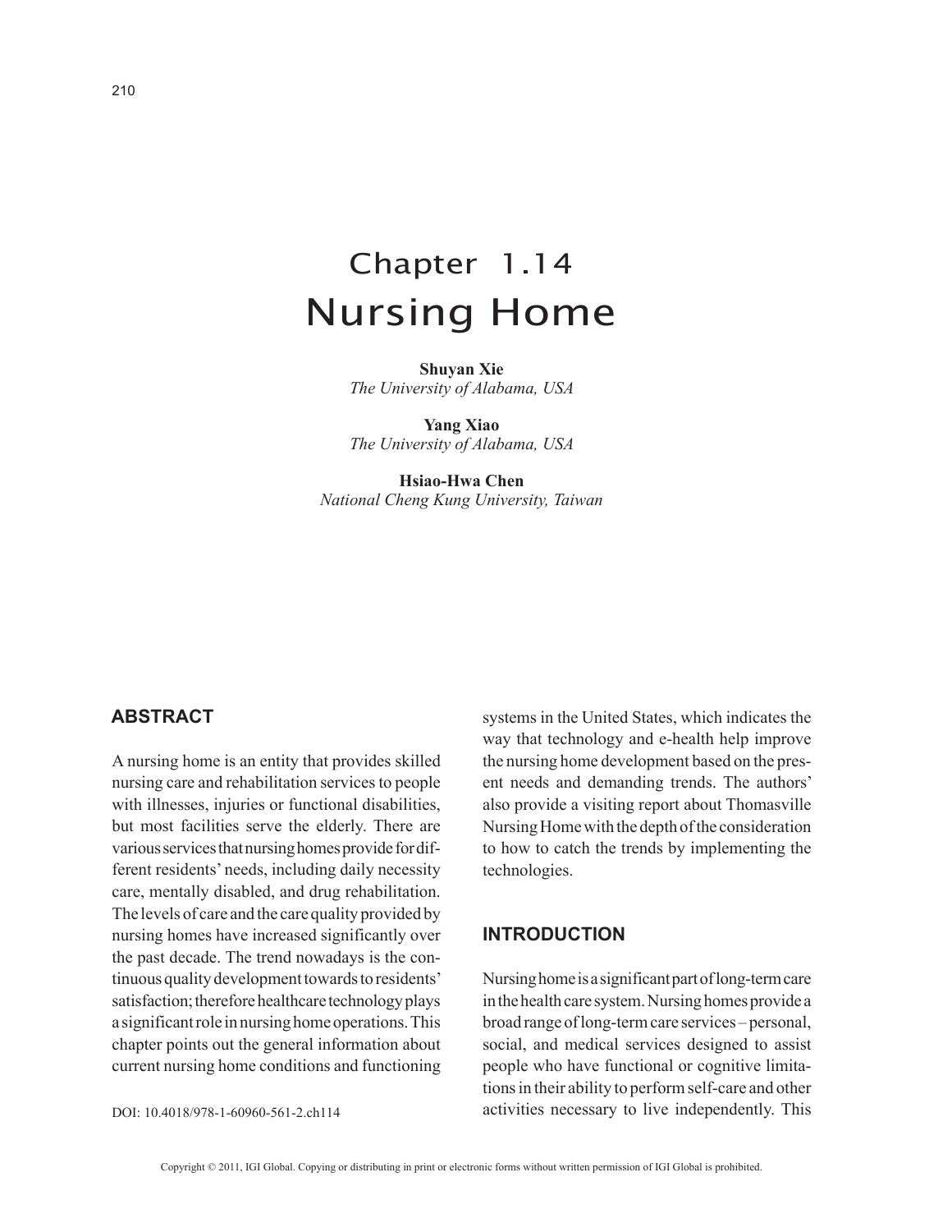# Chapter 1.14
# Nursing Home

**Shuyan Xie**
*The University of Alabama, USA*

**Yang Xiao**
*The University of Alabama, USA*

**Hsiao-Hwa Chen**
*National Cheng Kung University, Taiwan*

## ABSTRACT

A nursing home is an entity that provides skilled nursing care and rehabilitation services to people with illnesses, injuries or functional disabilities, but most facilities serve the elderly. There are various services that nursing homes provide for different residents' needs, including daily necessity care, mentally disabled, and drug rehabilitation. The levels of care and the care quality provided by nursing homes have increased significantly over the past decade. The trend nowadays is the continuous quality development towards to residents' satisfaction; therefore healthcare technology plays a significant role in nursing home operations. This chapter points out the general information about current nursing home conditions and functioning systems in the United States, which indicates the way that technology and e-health help improve the nursing home development based on the present needs and demanding trends. The authors' also provide a visiting report about Thomasville Nursing Home with the depth of the consideration to how to catch the trends by implementing the technologies.

DOI: 10.4018/978-1-60960-561-2.ch114

## INTRODUCTION

Nursing home is a significant part of long-term care in the health care system. Nursing homes provide a broad range of long-term care services – personal, social, and medical services designed to assist people who have functional or cognitive limitations in their ability to perform self-care and other activities necessary to live independently. This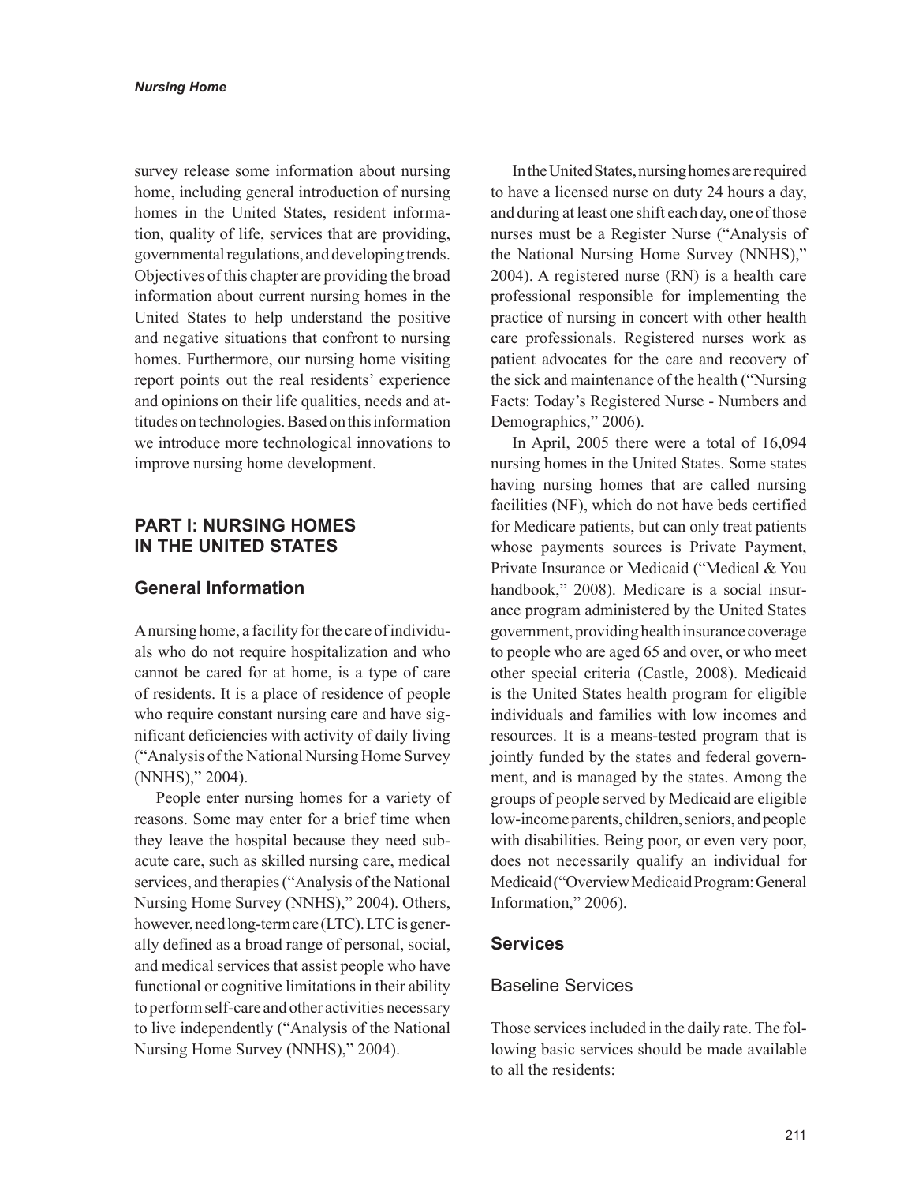survey release some information about nursing home, including general introduction of nursing homes in the United States, resident information, quality of life, services that are providing, governmental regulations, and developing trends. Objectives of this chapter are providing the broad information about current nursing homes in the United States to help understand the positive and negative situations that confront to nursing homes. Furthermore, our nursing home visiting report points out the real residents' experience and opinions on their life qualities, needs and attitudes on technologies. Based on this information we introduce more technological innovations to improve nursing home development.

## PART I: NURSING HOMES IN THE UNITED STATES

### General Information

A nursing home, a facility for the care of individuals who do not require hospitalization and who cannot be cared for at home, is a type of care of residents. It is a place of residence of people who require constant nursing care and have significant deficiencies with activity of daily living ("Analysis of the National Nursing Home Survey (NNHS)," 2004).

People enter nursing homes for a variety of reasons. Some may enter for a brief time when they leave the hospital because they need subacute care, such as skilled nursing care, medical services, and therapies ("Analysis of the National Nursing Home Survey (NNHS)," 2004). Others, however, need long-term care (LTC). LTC is generally defined as a broad range of personal, social, and medical services that assist people who have functional or cognitive limitations in their ability to perform self-care and other activities necessary to live independently ("Analysis of the National Nursing Home Survey (NNHS)," 2004).

In the United States, nursing homes are required to have a licensed nurse on duty 24 hours a day, and during at least one shift each day, one of those nurses must be a Register Nurse ("Analysis of the National Nursing Home Survey (NNHS)," 2004). A registered nurse (RN) is a health care professional responsible for implementing the practice of nursing in concert with other health care professionals. Registered nurses work as patient advocates for the care and recovery of the sick and maintenance of the health ("Nursing Facts: Today's Registered Nurse - Numbers and Demographics," 2006).

In April, 2005 there were a total of 16,094 nursing homes in the United States. Some states having nursing homes that are called nursing facilities (NF), which do not have beds certified for Medicare patients, but can only treat patients whose payments sources is Private Payment, Private Insurance or Medicaid ("Medical & You handbook," 2008). Medicare is a social insurance program administered by the United States government, providing health insurance coverage to people who are aged 65 and over, or who meet other special criteria (Castle, 2008). Medicaid is the United States health program for eligible individuals and families with low incomes and resources. It is a means-tested program that is jointly funded by the states and federal government, and is managed by the states. Among the groups of people served by Medicaid are eligible low-income parents, children, seniors, and people with disabilities. Being poor, or even very poor, does not necessarily qualify an individual for Medicaid ("Overview Medicaid Program: General Information," 2006).

### Services

#### Baseline Services

Those services included in the daily rate. The following basic services should be made available to all the residents: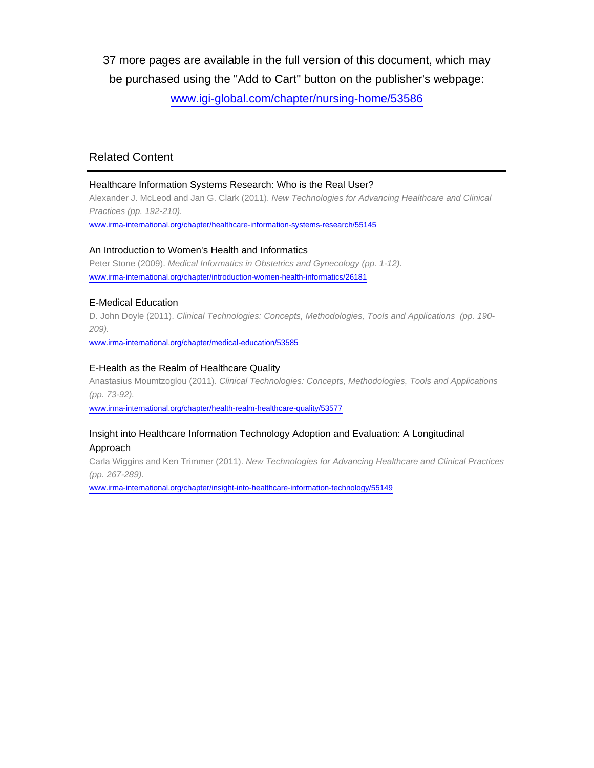37 more pages are available in the full version of this document, which may be purchased using the "Add to Cart" button on the publisher's webpage: [www.igi-global.com/chapter/nursing-home/53586](www.igi-global.com/chapter/nursing-home/53586)

## Related Content

### Healthcare Information Systems Research: Who is the Real User?

Alexander J. McLeod and Jan G. Clark (2011). *New Technologies for Advancing Healthcare and Clinical Practices (pp. 192-210).*

[www.irma-international.org/chapter/healthcare-information-systems-research/55145](www.irma-international.org/chapter/healthcare-information-systems-research/55145)

### An Introduction to Women's Health and Informatics

Peter Stone (2009). *Medical Informatics in Obstetrics and Gynecology (pp. 1-12).*

[www.irma-international.org/chapter/introduction-women-health-informatics/26181](www.irma-international.org/chapter/introduction-women-health-informatics/26181)

### E-Medical Education

D. John Doyle (2011). *Clinical Technologies: Concepts, Methodologies, Tools and Applications (pp. 190-209).*

[www.irma-international.org/chapter/medical-education/53585](www.irma-international.org/chapter/medical-education/53585)

### E-Health as the Realm of Healthcare Quality

Anastasius Moumtzoglou (2011). *Clinical Technologies: Concepts, Methodologies, Tools and Applications (pp. 73-92).*

[www.irma-international.org/chapter/health-realm-healthcare-quality/53577](www.irma-international.org/chapter/health-realm-healthcare-quality/53577)

### Insight into Healthcare Information Technology Adoption and Evaluation: A Longitudinal Approach

Carla Wiggins and Ken Trimmer (2011). *New Technologies for Advancing Healthcare and Clinical Practices (pp. 267-289).*

[www.irma-international.org/chapter/insight-into-healthcare-information-technology/55149](www.irma-international.org/chapter/insight-into-healthcare-information-technology/55149)